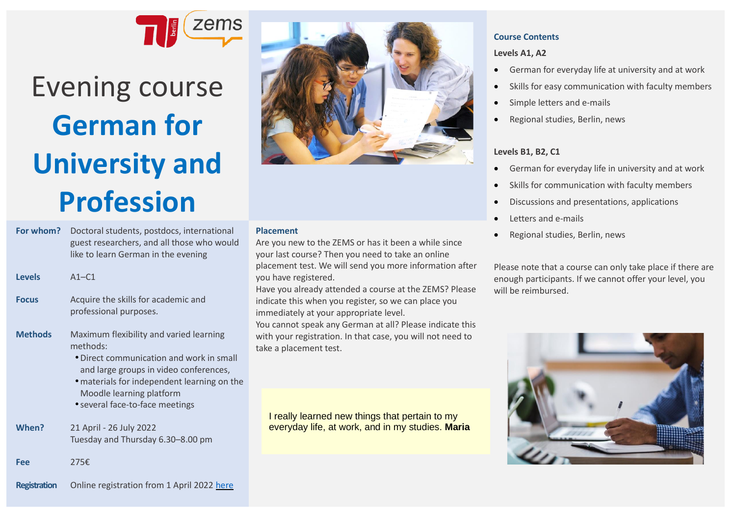Evening course

# German for University and Profession

| | |
|---|---|
| **For whom?** | Doctoral students, postdocs, international guest researchers, and all those who would like to learn German in the evening |
| **Levels** | A1–C1 |
| **Focus** | Acquire the skills for academic and professional purposes. |
| **Methods** | Maximum flexibility and varied learning methods: • Direct communication and work in small and large groups in video conferences, • materials for independent learning on the Moodle learning platform • several face-to-face meetings |
| **When?** | 21 April - 26 July 2022 Tuesday and Thursday 6.30–8.00 pm |
| **Fee** | 275€ |
| **Registration** | Online registration from 1 April 2022 here |

## Placement

Are you new to the ZEMS or has it been a while since your last course? Then you need to take an online placement test. We will send you more information after you have registered.
Have you already attended a course at the ZEMS? Please indicate this when you register, so we can place you immediately at your appropriate level.
You cannot speak any German at all? Please indicate this with your registration. In that case, you will not need to take a placement test.

> I really learned new things that pertain to my everyday life, at work, and in my studies. **Maria**

## Course Contents

**Levels A1, A2**

- German for everyday life at university and at work
- Skills for easy communication with faculty members
- Simple letters and e-mails
- Regional studies, Berlin, news

**Levels B1, B2, C1**

- German for everyday life in university and at work
- Skills for communication with faculty members
- Discussions and presentations, applications
- Letters and e-mails
- Regional studies, Berlin, news

Please note that a course can only take place if there are enough participants. If we cannot offer your level, you will be reimbursed.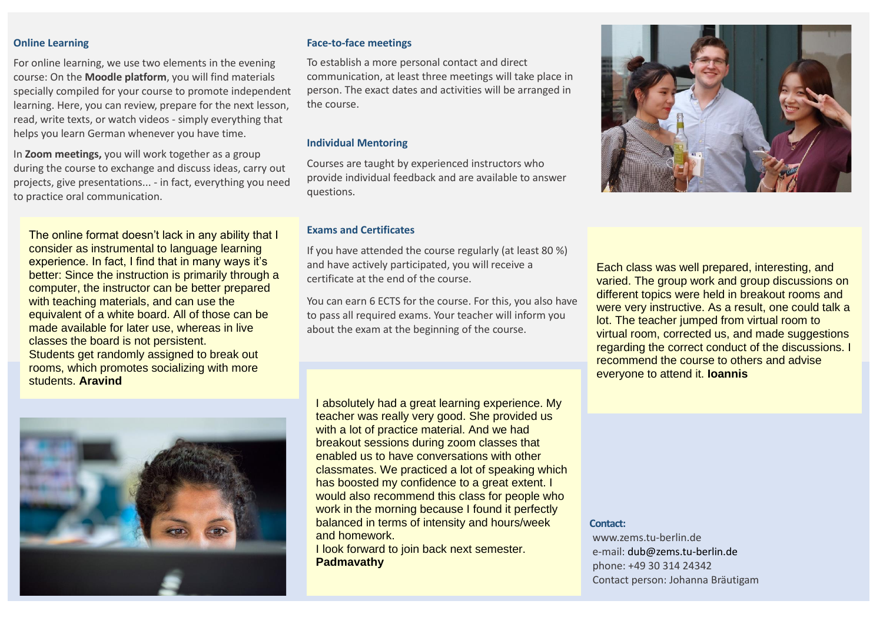### Online Learning

For online learning, we use two elements in the evening course: On the **Moodle platform**, you will find materials specially compiled for your course to promote independent learning. Here, you can review, prepare for the next lesson, read, write texts, or watch videos - simply everything that helps you learn German whenever you have time.

In **Zoom meetings,** you will work together as a group during the course to exchange and discuss ideas, carry out projects, give presentations... - in fact, everything you need to practice oral communication.

The online format doesn't lack in any ability that I consider as instrumental to language learning experience. In fact, I find that in many ways it's better: Since the instruction is primarily through a computer, the instructor can be better prepared with teaching materials, and can use the equivalent of a white board. All of those can be made available for later use, whereas in live classes the board is not persistent.
Students get randomly assigned to break out rooms, which promotes socializing with more students. **Aravind**

### Face-to-face meetings

To establish a more personal contact and direct communication, at least three meetings will take place in person. The exact dates and activities will be arranged in the course.

### Individual Mentoring

Courses are taught by experienced instructors who provide individual feedback and are available to answer questions.

### Exams and Certificates

If you have attended the course regularly (at least 80 %) and have actively participated, you will receive a certificate at the end of the course.

You can earn 6 ECTS for the course. For this, you also have to pass all required exams. Your teacher will inform you about the exam at the beginning of the course.

I absolutely had a great learning experience. My teacher was really very good. She provided us with a lot of practice material. And we had breakout sessions during zoom classes that enabled us to have conversations with other classmates. We practiced a lot of speaking which has boosted my confidence to a great extent. I would also recommend this class for people who work in the morning because I found it perfectly balanced in terms of intensity and hours/week and homework.
I look forward to join back next semester.
**Padmavathy**

Each class was well prepared, interesting, and varied. The group work and group discussions on different topics were held in breakout rooms and were very instructive. As a result, one could talk a lot. The teacher jumped from virtual room to virtual room, corrected us, and made suggestions regarding the correct conduct of the discussions. I recommend the course to others and advise everyone to attend it. **Ioannis**

**Contact:**
www.zems.tu-berlin.de
e-mail: dub@zems.tu-berlin.de
phone: +49 30 314 24342
Contact person: Johanna Bräutigam